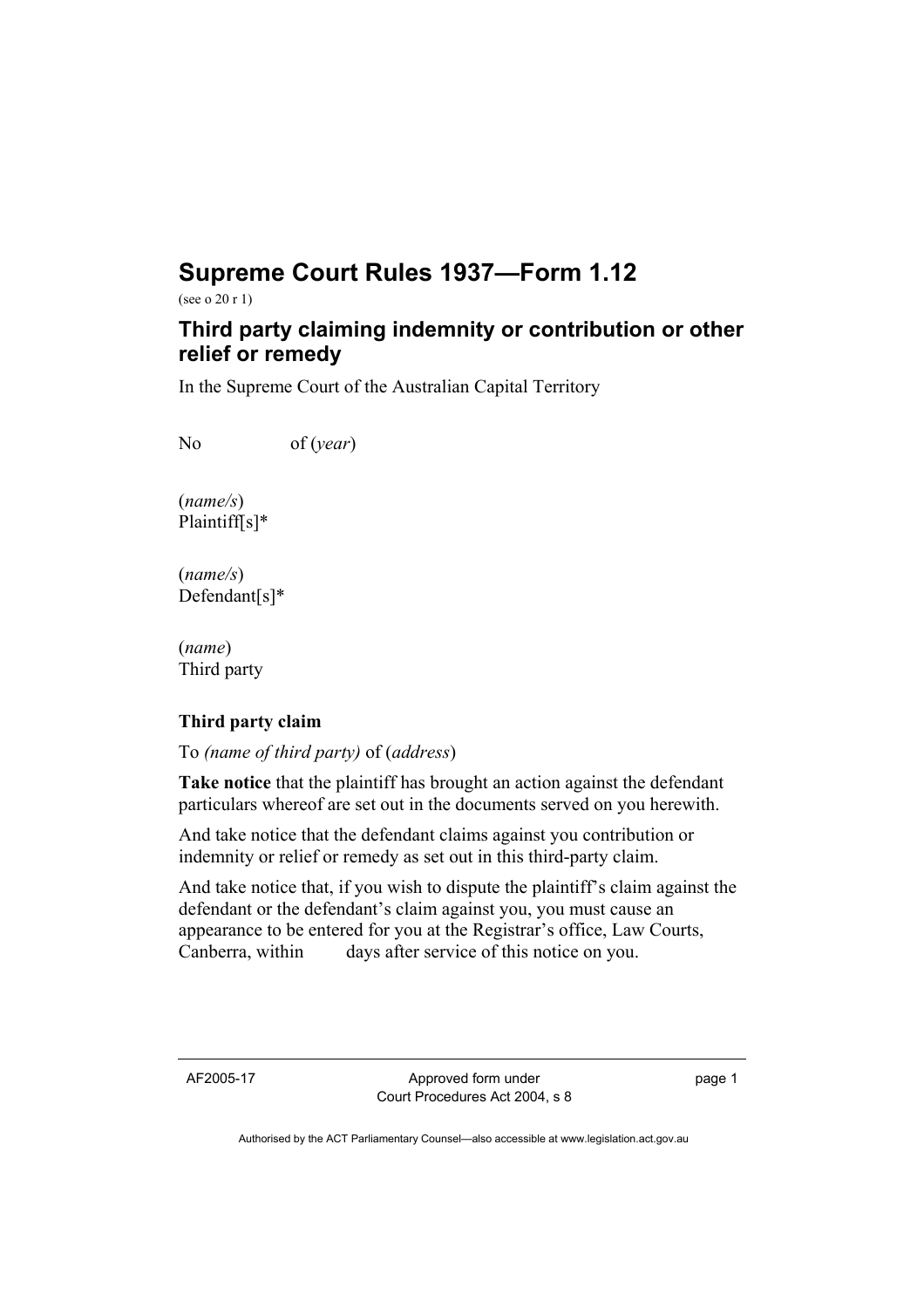# Supreme Court Rules 1937—Form 1.12

(see o 20 r 1)

## Third party claiming indemnity or contribution or other relief or remedy

In the Supreme Court of the Australian Capital Territory

No of (*year*)

(*name/s*)
Plaintiff[s]*

(*name/s*)
Defendant[s]*

(*name*)
Third party

**Third party claim**

To *(name of third party)* of (*address*)

**Take notice** that the plaintiff has brought an action against the defendant particulars whereof are set out in the documents served on you herewith.

And take notice that the defendant claims against you contribution or indemnity or relief or remedy as set out in this third-party claim.

And take notice that, if you wish to dispute the plaintiff's claim against the defendant or the defendant's claim against you, you must cause an appearance to be entered for you at the Registrar's office, Law Courts, Canberra, within days after service of this notice on you.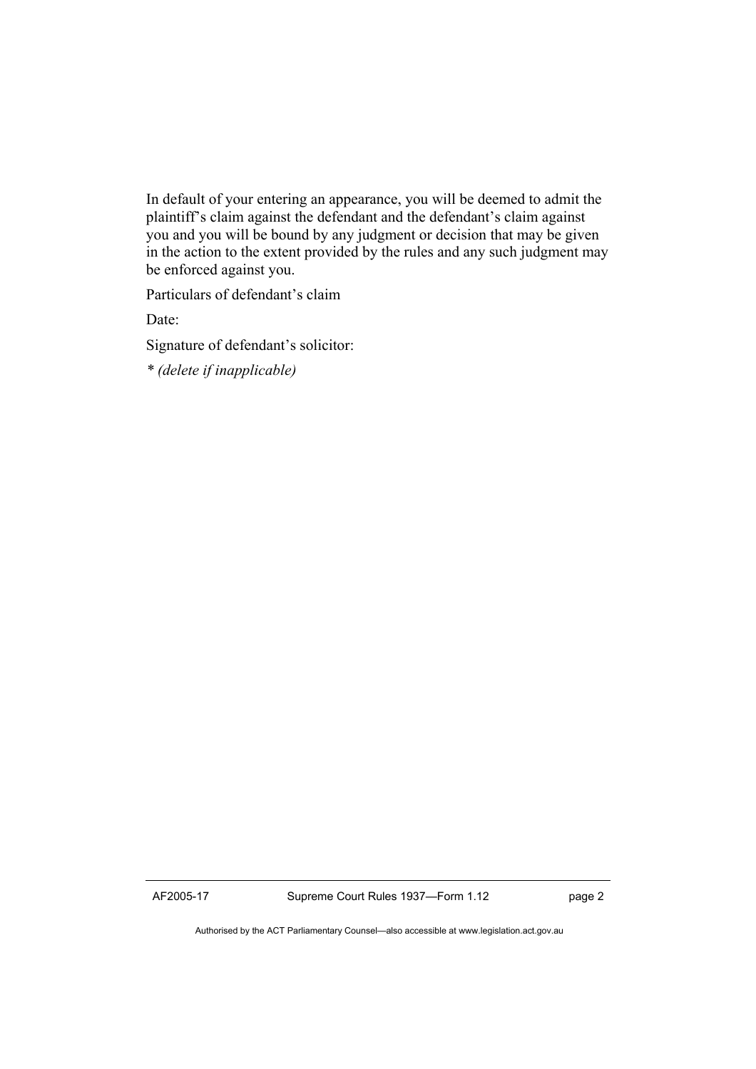In default of your entering an appearance, you will be deemed to admit the plaintiff's claim against the defendant and the defendant's claim against you and you will be bound by any judgment or decision that may be given in the action to the extent provided by the rules and any such judgment may be enforced against you.

Particulars of defendant's claim

Date:

Signature of defendant's solicitor:

*\* (delete if inapplicable)*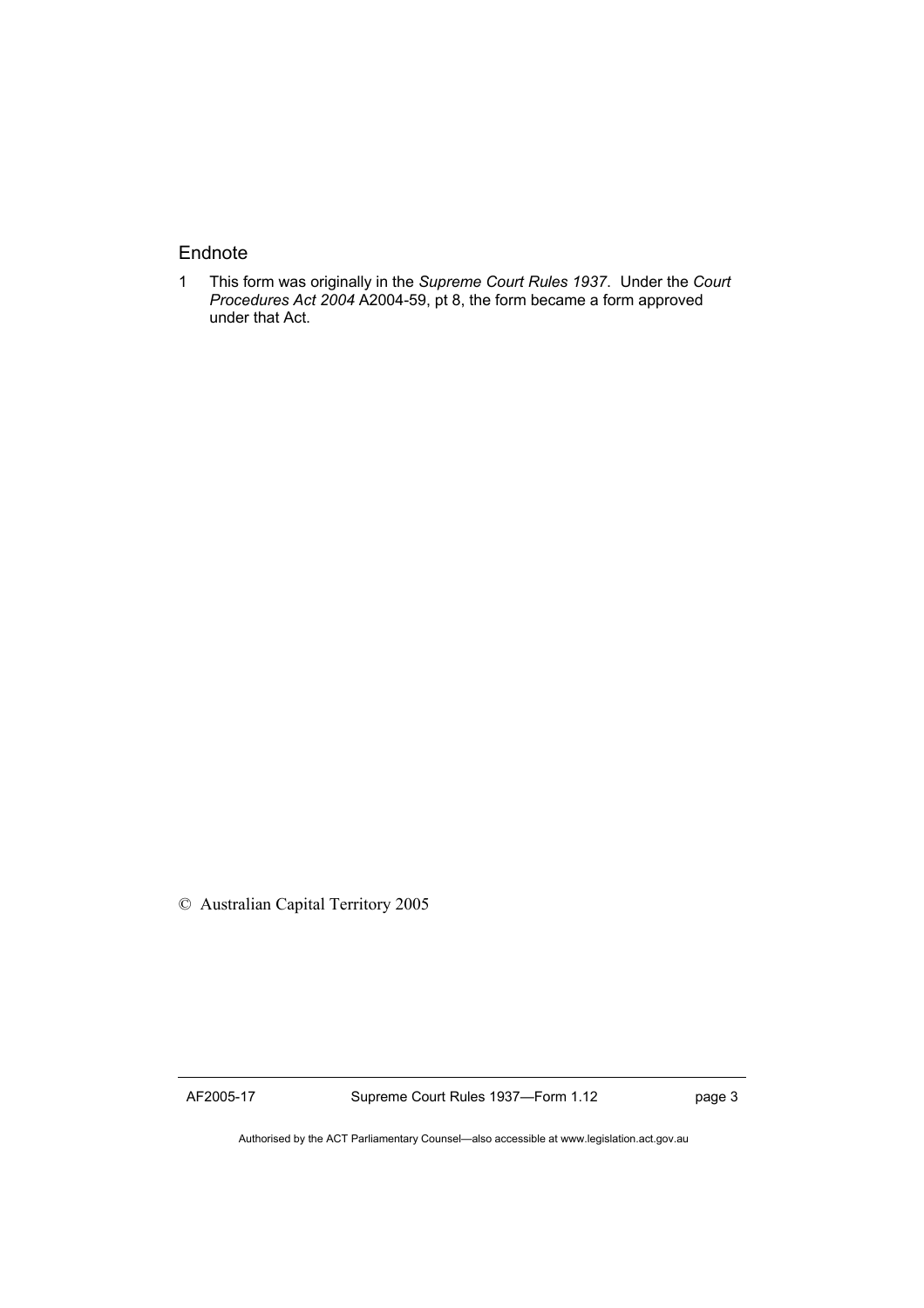## Endnote

1 This form was originally in the *Supreme Court Rules 1937*. Under the *Court Procedures Act 2004* A2004-59, pt 8, the form became a form approved under that Act.

© Australian Capital Territory 2005